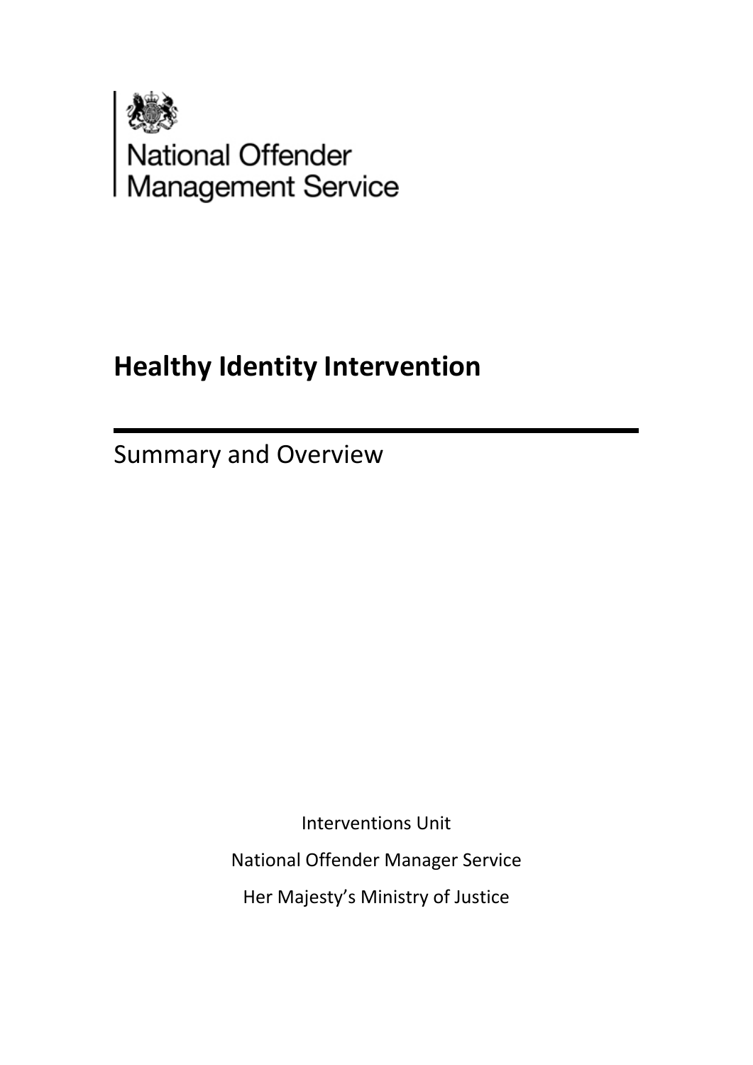National Offender Management Service

# Healthy Identity Intervention

## Summary and Overview

Interventions Unit

National Offender Manager Service

Her Majesty's Ministry of Justice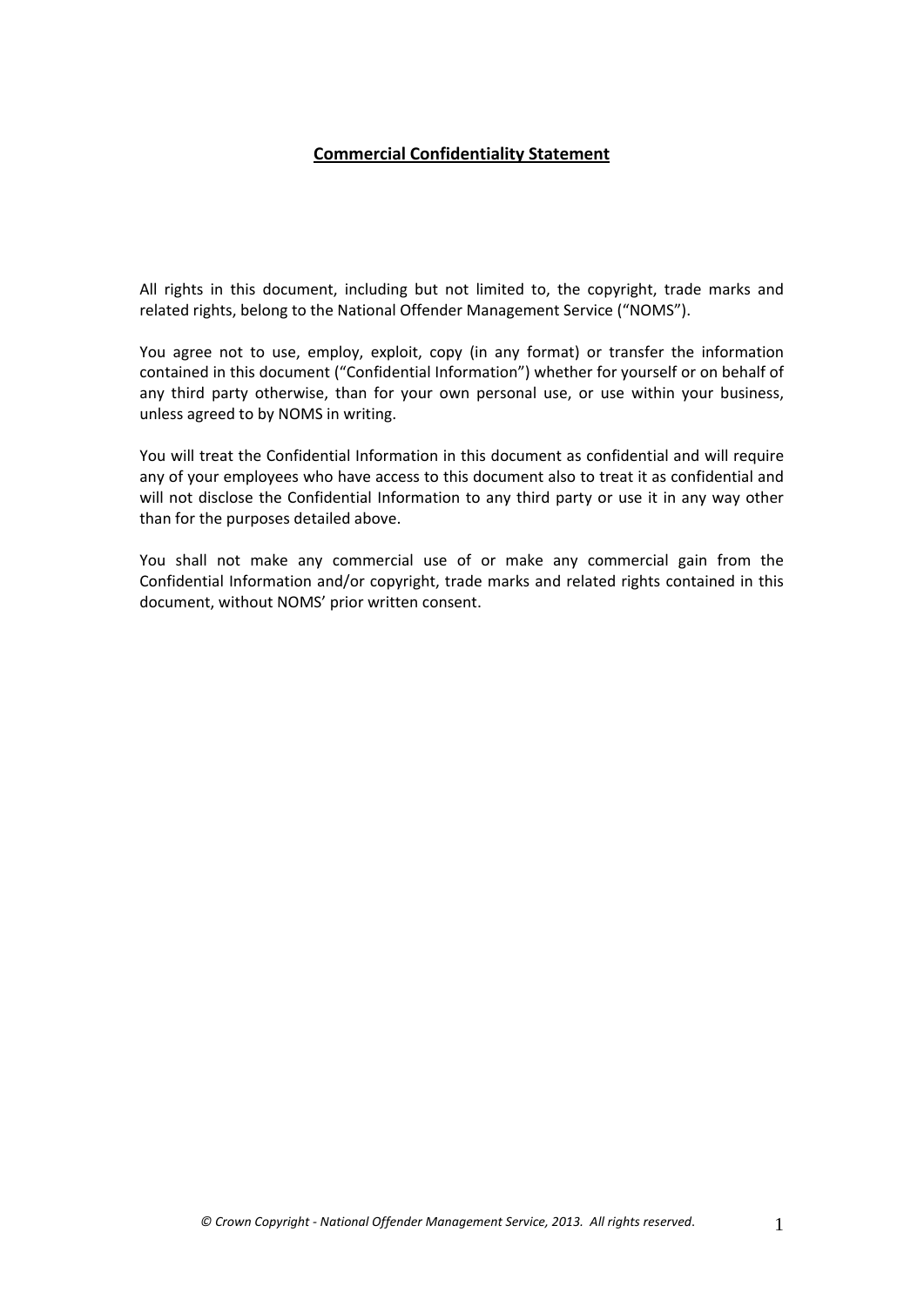**Commercial Confidentiality Statement**

All rights in this document, including but not limited to, the copyright, trade marks and related rights, belong to the National Offender Management Service ("NOMS").

You agree not to use, employ, exploit, copy (in any format) or transfer the information contained in this document ("Confidential Information") whether for yourself or on behalf of any third party otherwise, than for your own personal use, or use within your business, unless agreed to by NOMS in writing.

You will treat the Confidential Information in this document as confidential and will require any of your employees who have access to this document also to treat it as confidential and will not disclose the Confidential Information to any third party or use it in any way other than for the purposes detailed above.

You shall not make any commercial use of or make any commercial gain from the Confidential Information and/or copyright, trade marks and related rights contained in this document, without NOMS' prior written consent.

*© Crown Copyright - National Offender Management Service, 2013. All rights reserved.*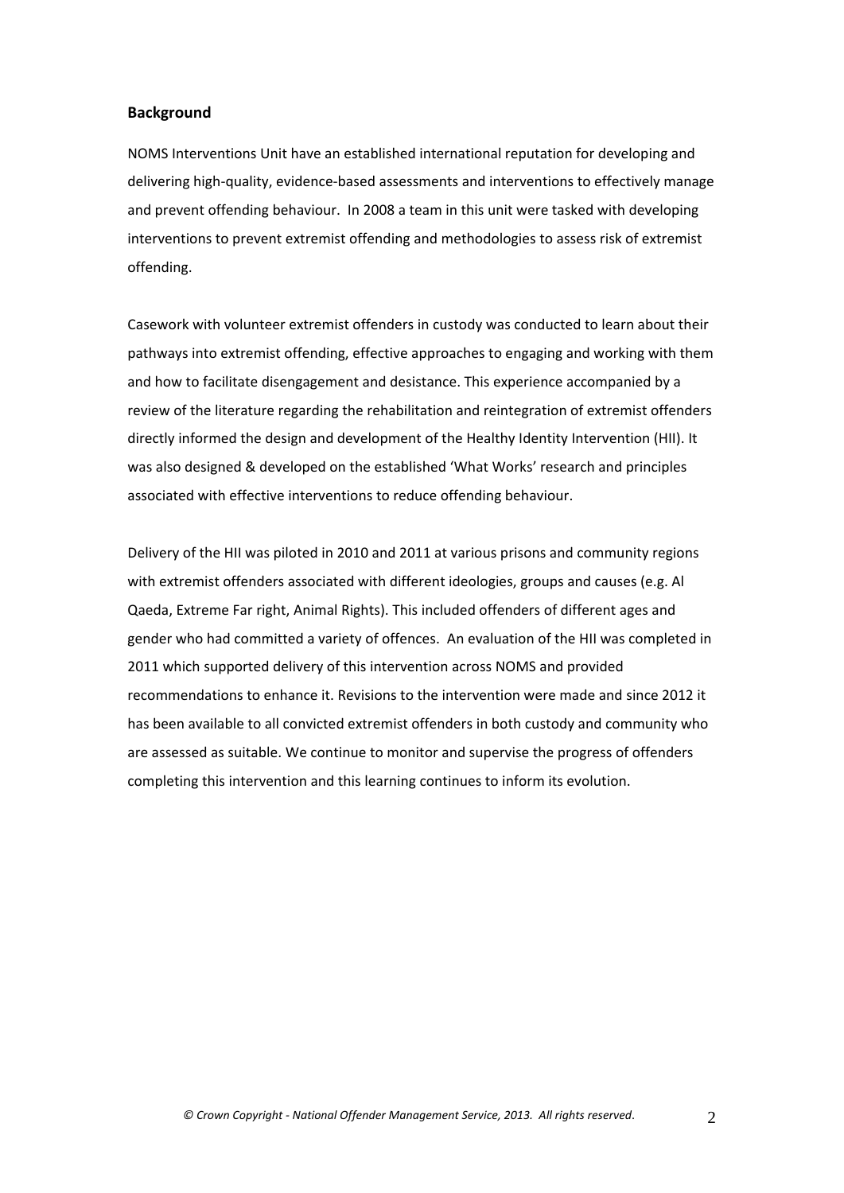## Background

NOMS Interventions Unit have an established international reputation for developing and delivering high-quality, evidence-based assessments and interventions to effectively manage and prevent offending behaviour. In 2008 a team in this unit were tasked with developing interventions to prevent extremist offending and methodologies to assess risk of extremist offending.

Casework with volunteer extremist offenders in custody was conducted to learn about their pathways into extremist offending, effective approaches to engaging and working with them and how to facilitate disengagement and desistance. This experience accompanied by a review of the literature regarding the rehabilitation and reintegration of extremist offenders directly informed the design and development of the Healthy Identity Intervention (HII). It was also designed & developed on the established 'What Works' research and principles associated with effective interventions to reduce offending behaviour.

Delivery of the HII was piloted in 2010 and 2011 at various prisons and community regions with extremist offenders associated with different ideologies, groups and causes (e.g. Al Qaeda, Extreme Far right, Animal Rights). This included offenders of different ages and gender who had committed a variety of offences. An evaluation of the HII was completed in 2011 which supported delivery of this intervention across NOMS and provided recommendations to enhance it. Revisions to the intervention were made and since 2012 it has been available to all convicted extremist offenders in both custody and community who are assessed as suitable. We continue to monitor and supervise the progress of offenders completing this intervention and this learning continues to inform its evolution.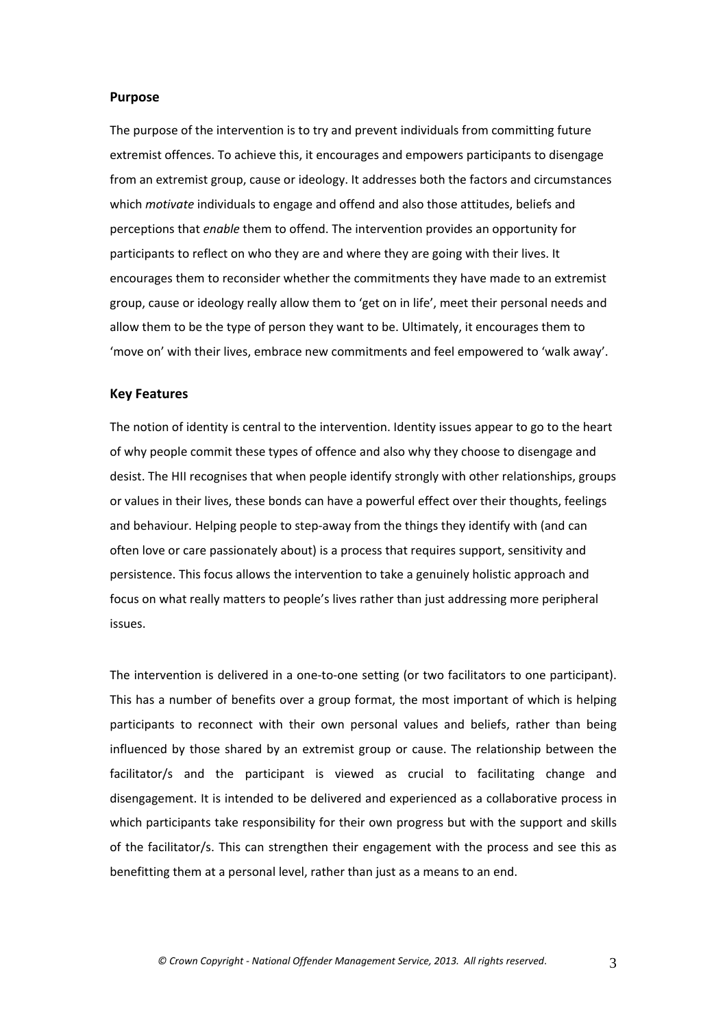## Purpose

The purpose of the intervention is to try and prevent individuals from committing future extremist offences. To achieve this, it encourages and empowers participants to disengage from an extremist group, cause or ideology. It addresses both the factors and circumstances which *motivate* individuals to engage and offend and also those attitudes, beliefs and perceptions that *enable* them to offend. The intervention provides an opportunity for participants to reflect on who they are and where they are going with their lives. It encourages them to reconsider whether the commitments they have made to an extremist group, cause or ideology really allow them to 'get on in life', meet their personal needs and allow them to be the type of person they want to be. Ultimately, it encourages them to 'move on' with their lives, embrace new commitments and feel empowered to 'walk away'.

## Key Features

The notion of identity is central to the intervention. Identity issues appear to go to the heart of why people commit these types of offence and also why they choose to disengage and desist. The HII recognises that when people identify strongly with other relationships, groups or values in their lives, these bonds can have a powerful effect over their thoughts, feelings and behaviour. Helping people to step-away from the things they identify with (and can often love or care passionately about) is a process that requires support, sensitivity and persistence. This focus allows the intervention to take a genuinely holistic approach and focus on what really matters to people's lives rather than just addressing more peripheral issues.

The intervention is delivered in a one-to-one setting (or two facilitators to one participant). This has a number of benefits over a group format, the most important of which is helping participants to reconnect with their own personal values and beliefs, rather than being influenced by those shared by an extremist group or cause. The relationship between the facilitator/s and the participant is viewed as crucial to facilitating change and disengagement. It is intended to be delivered and experienced as a collaborative process in which participants take responsibility for their own progress but with the support and skills of the facilitator/s. This can strengthen their engagement with the process and see this as benefitting them at a personal level, rather than just as a means to an end.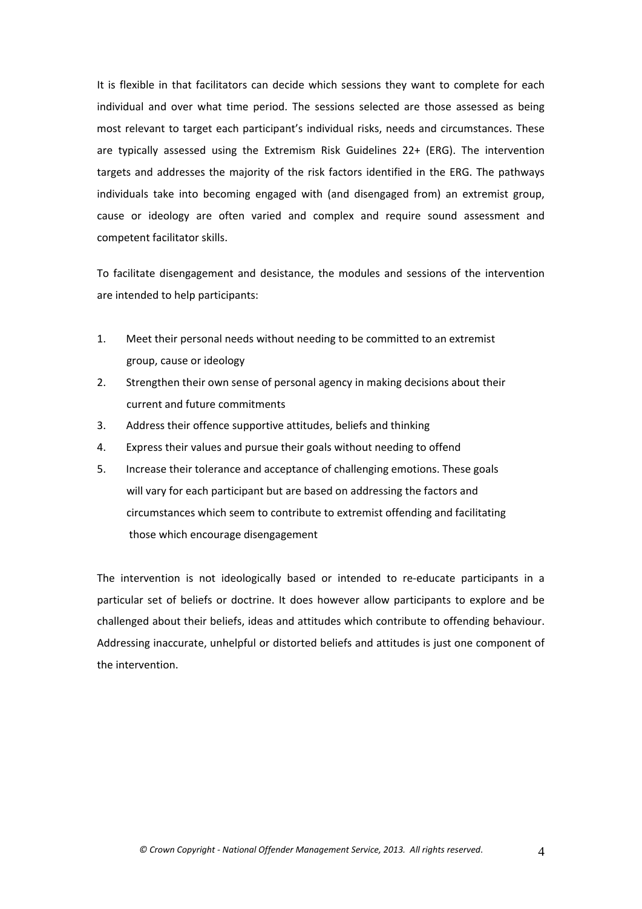It is flexible in that facilitators can decide which sessions they want to complete for each individual and over what time period. The sessions selected are those assessed as being most relevant to target each participant's individual risks, needs and circumstances. These are typically assessed using the Extremism Risk Guidelines 22+ (ERG). The intervention targets and addresses the majority of the risk factors identified in the ERG. The pathways individuals take into becoming engaged with (and disengaged from) an extremist group, cause or ideology are often varied and complex and require sound assessment and competent facilitator skills.

To facilitate disengagement and desistance, the modules and sessions of the intervention are intended to help participants:

1. Meet their personal needs without needing to be committed to an extremist group, cause or ideology
2. Strengthen their own sense of personal agency in making decisions about their current and future commitments
3. Address their offence supportive attitudes, beliefs and thinking
4. Express their values and pursue their goals without needing to offend
5. Increase their tolerance and acceptance of challenging emotions. These goals will vary for each participant but are based on addressing the factors and circumstances which seem to contribute to extremist offending and facilitating those which encourage disengagement

The intervention is not ideologically based or intended to re-educate participants in a particular set of beliefs or doctrine. It does however allow participants to explore and be challenged about their beliefs, ideas and attitudes which contribute to offending behaviour. Addressing inaccurate, unhelpful or distorted beliefs and attitudes is just one component of the intervention.

*© Crown Copyright - National Offender Management Service, 2013. All rights reserved.*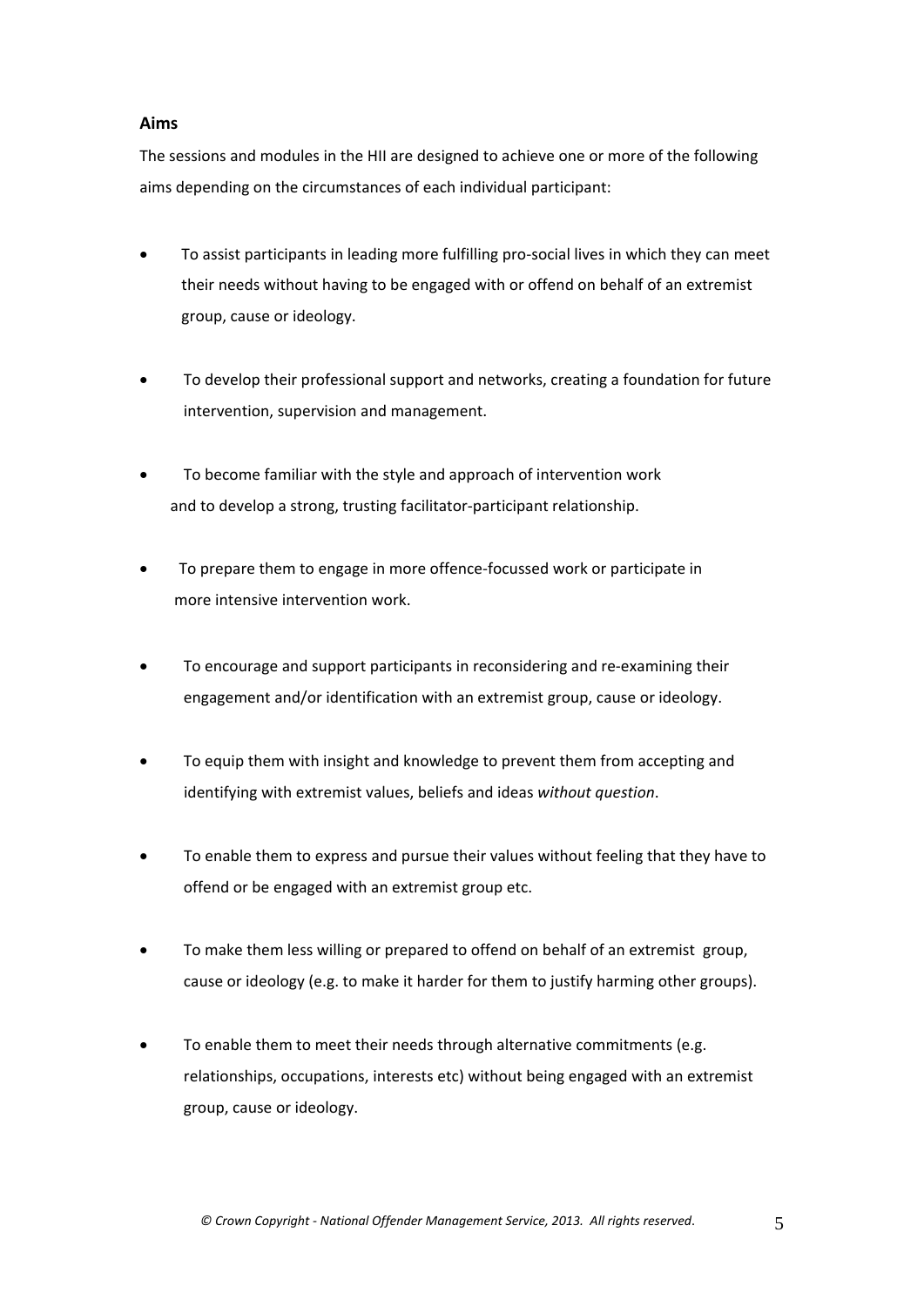## Aims

The sessions and modules in the HII are designed to achieve one or more of the following aims depending on the circumstances of each individual participant:

- To assist participants in leading more fulfilling pro-social lives in which they can meet their needs without having to be engaged with or offend on behalf of an extremist group, cause or ideology.
- To develop their professional support and networks, creating a foundation for future intervention, supervision and management.
- To become familiar with the style and approach of intervention work and to develop a strong, trusting facilitator-participant relationship.
- To prepare them to engage in more offence-focussed work or participate in more intensive intervention work.
- To encourage and support participants in reconsidering and re-examining their engagement and/or identification with an extremist group, cause or ideology.
- To equip them with insight and knowledge to prevent them from accepting and identifying with extremist values, beliefs and ideas *without question*.
- To enable them to express and pursue their values without feeling that they have to offend or be engaged with an extremist group etc.
- To make them less willing or prepared to offend on behalf of an extremist group, cause or ideology (e.g. to make it harder for them to justify harming other groups).
- To enable them to meet their needs through alternative commitments (e.g. relationships, occupations, interests etc) without being engaged with an extremist group, cause or ideology.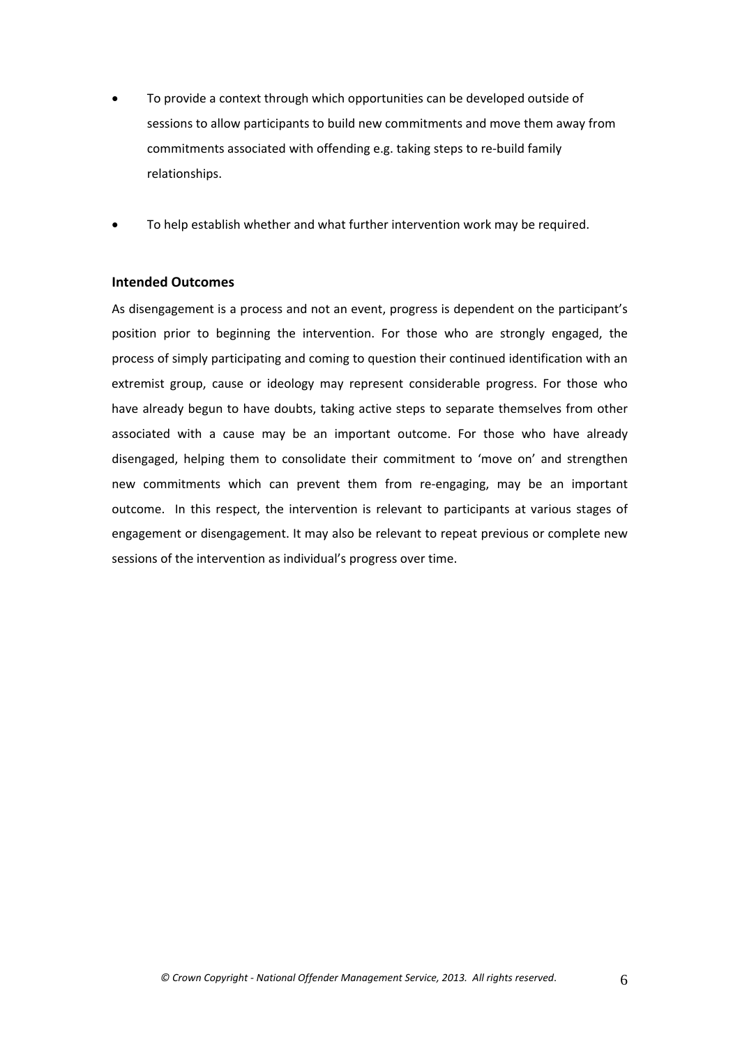- To provide a context through which opportunities can be developed outside of sessions to allow participants to build new commitments and move them away from commitments associated with offending e.g. taking steps to re-build family relationships.

- To help establish whether and what further intervention work may be required.

### Intended Outcomes

As disengagement is a process and not an event, progress is dependent on the participant's position prior to beginning the intervention. For those who are strongly engaged, the process of simply participating and coming to question their continued identification with an extremist group, cause or ideology may represent considerable progress. For those who have already begun to have doubts, taking active steps to separate themselves from other associated with a cause may be an important outcome. For those who have already disengaged, helping them to consolidate their commitment to 'move on' and strengthen new commitments which can prevent them from re-engaging, may be an important outcome. In this respect, the intervention is relevant to participants at various stages of engagement or disengagement. It may also be relevant to repeat previous or complete new sessions of the intervention as individual's progress over time.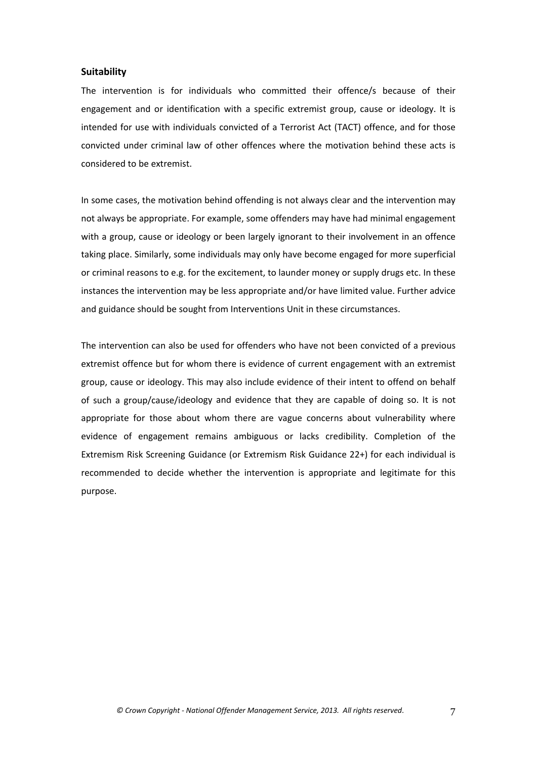### Suitability

The intervention is for individuals who committed their offence/s because of their engagement and or identification with a specific extremist group, cause or ideology. It is intended for use with individuals convicted of a Terrorist Act (TACT) offence, and for those convicted under criminal law of other offences where the motivation behind these acts is considered to be extremist.

In some cases, the motivation behind offending is not always clear and the intervention may not always be appropriate. For example, some offenders may have had minimal engagement with a group, cause or ideology or been largely ignorant to their involvement in an offence taking place. Similarly, some individuals may only have become engaged for more superficial or criminal reasons to e.g. for the excitement, to launder money or supply drugs etc. In these instances the intervention may be less appropriate and/or have limited value. Further advice and guidance should be sought from Interventions Unit in these circumstances.

The intervention can also be used for offenders who have not been convicted of a previous extremist offence but for whom there is evidence of current engagement with an extremist group, cause or ideology. This may also include evidence of their intent to offend on behalf of such a group/cause/ideology and evidence that they are capable of doing so. It is not appropriate for those about whom there are vague concerns about vulnerability where evidence of engagement remains ambiguous or lacks credibility. Completion of the Extremism Risk Screening Guidance (or Extremism Risk Guidance 22+) for each individual is recommended to decide whether the intervention is appropriate and legitimate for this purpose.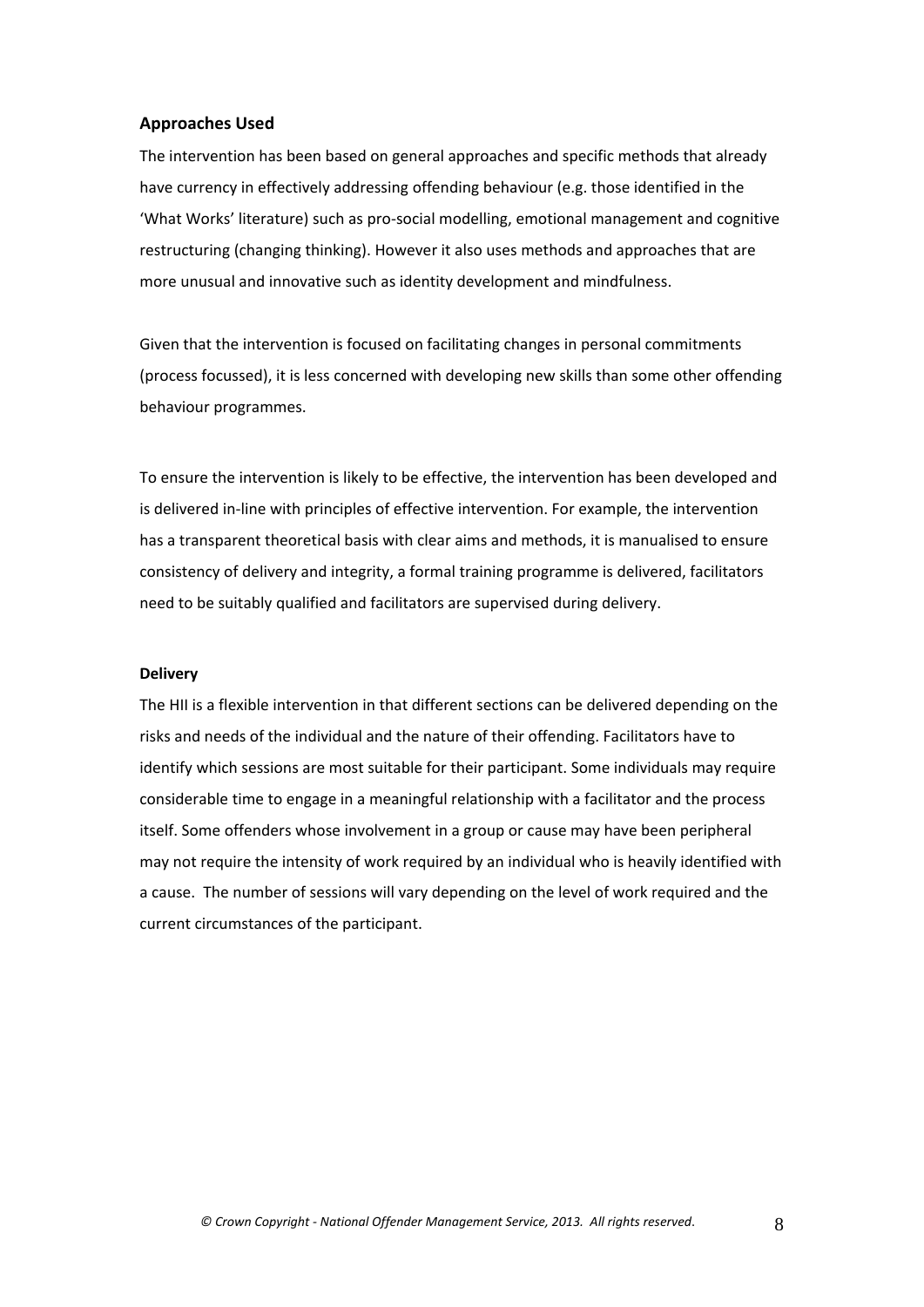### Approaches Used

The intervention has been based on general approaches and specific methods that already have currency in effectively addressing offending behaviour (e.g. those identified in the 'What Works' literature) such as pro-social modelling, emotional management and cognitive restructuring (changing thinking). However it also uses methods and approaches that are more unusual and innovative such as identity development and mindfulness.

Given that the intervention is focused on facilitating changes in personal commitments (process focussed), it is less concerned with developing new skills than some other offending behaviour programmes.

To ensure the intervention is likely to be effective, the intervention has been developed and is delivered in-line with principles of effective intervention. For example, the intervention has a transparent theoretical basis with clear aims and methods, it is manualised to ensure consistency of delivery and integrity, a formal training programme is delivered, facilitators need to be suitably qualified and facilitators are supervised during delivery.

**Delivery**

The HII is a flexible intervention in that different sections can be delivered depending on the risks and needs of the individual and the nature of their offending. Facilitators have to identify which sessions are most suitable for their participant. Some individuals may require considerable time to engage in a meaningful relationship with a facilitator and the process itself. Some offenders whose involvement in a group or cause may have been peripheral may not require the intensity of work required by an individual who is heavily identified with a cause. The number of sessions will vary depending on the level of work required and the current circumstances of the participant.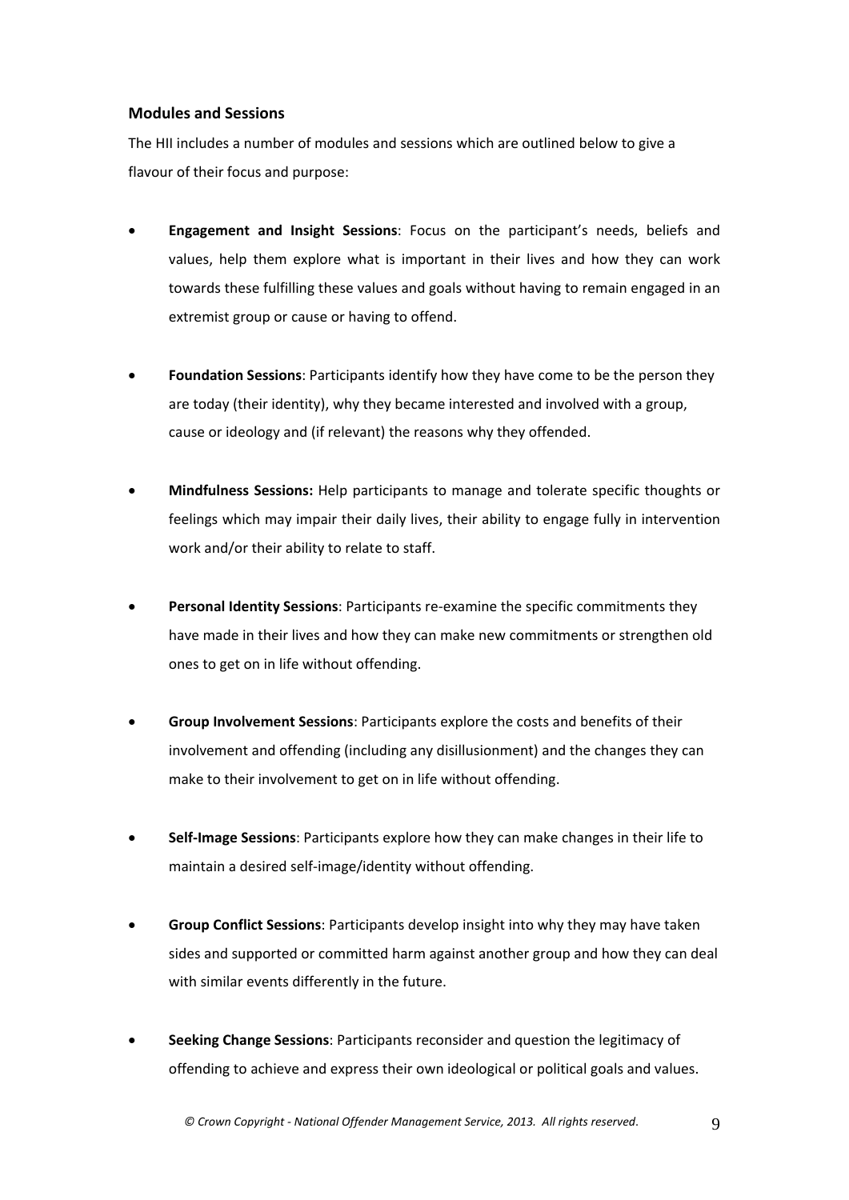### Modules and Sessions

The HII includes a number of modules and sessions which are outlined below to give a flavour of their focus and purpose:

- **Engagement and Insight Sessions**: Focus on the participant's needs, beliefs and values, help them explore what is important in their lives and how they can work towards these fulfilling these values and goals without having to remain engaged in an extremist group or cause or having to offend.

- **Foundation Sessions**: Participants identify how they have come to be the person they are today (their identity), why they became interested and involved with a group, cause or ideology and (if relevant) the reasons why they offended.

- **Mindfulness Sessions:** Help participants to manage and tolerate specific thoughts or feelings which may impair their daily lives, their ability to engage fully in intervention work and/or their ability to relate to staff.

- **Personal Identity Sessions**: Participants re-examine the specific commitments they have made in their lives and how they can make new commitments or strengthen old ones to get on in life without offending.

- **Group Involvement Sessions**: Participants explore the costs and benefits of their involvement and offending (including any disillusionment) and the changes they can make to their involvement to get on in life without offending.

- **Self-Image Sessions**: Participants explore how they can make changes in their life to maintain a desired self-image/identity without offending.

- **Group Conflict Sessions**: Participants develop insight into why they may have taken sides and supported or committed harm against another group and how they can deal with similar events differently in the future.

- **Seeking Change Sessions**: Participants reconsider and question the legitimacy of offending to achieve and express their own ideological or political goals and values.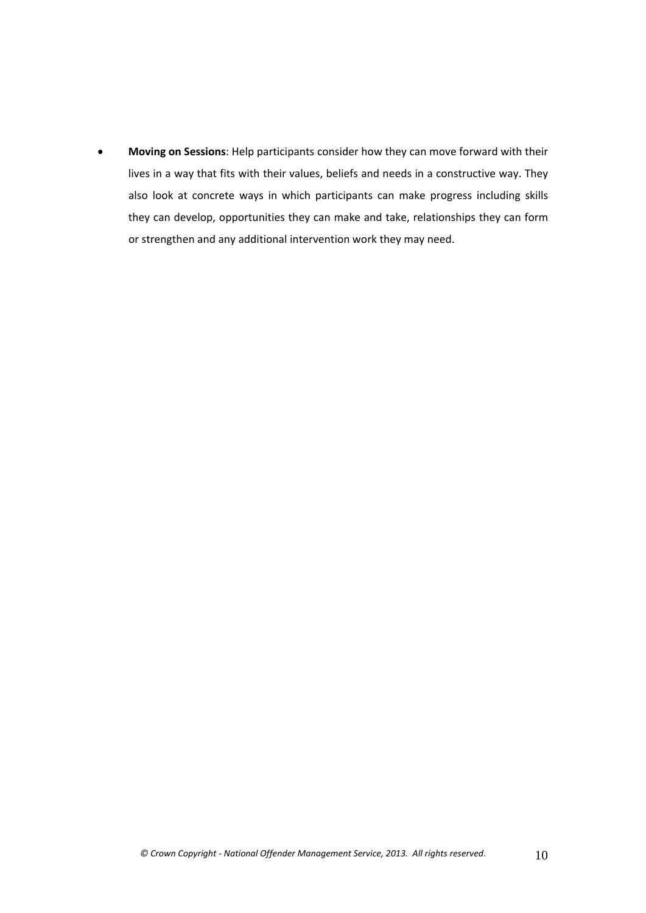- **Moving on Sessions**: Help participants consider how they can move forward with their lives in a way that fits with their values, beliefs and needs in a constructive way. They also look at concrete ways in which participants can make progress including skills they can develop, opportunities they can make and take, relationships they can form or strengthen and any additional intervention work they may need.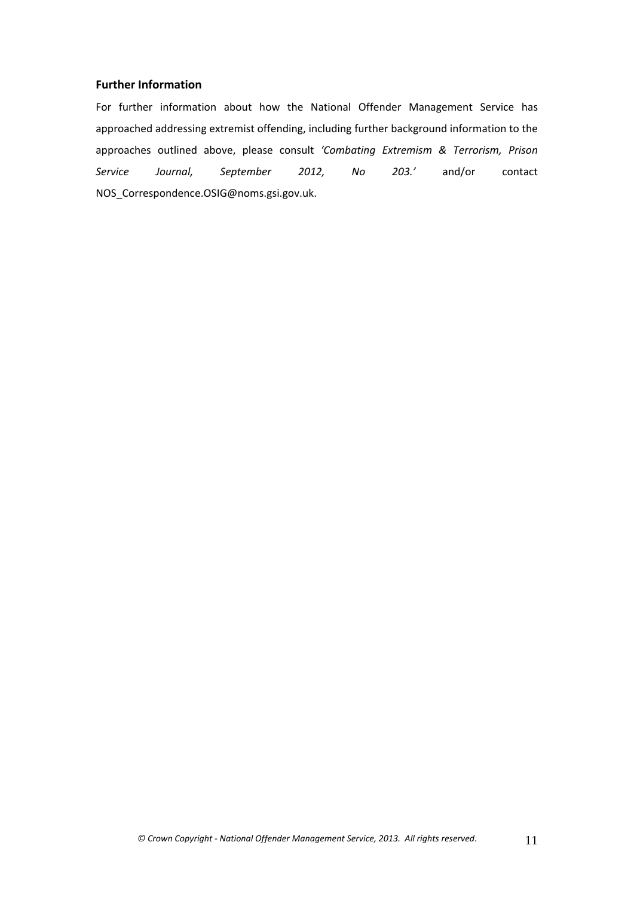### Further Information

For further information about how the National Offender Management Service has approached addressing extremist offending, including further background information to the approaches outlined above, please consult *'Combating Extremism & Terrorism, Prison Service Journal, September 2012, No 203.'* and/or contact NOS_Correspondence.OSIG@noms.gsi.gov.uk.

*© Crown Copyright - National Offender Management Service, 2013. All rights reserved.*